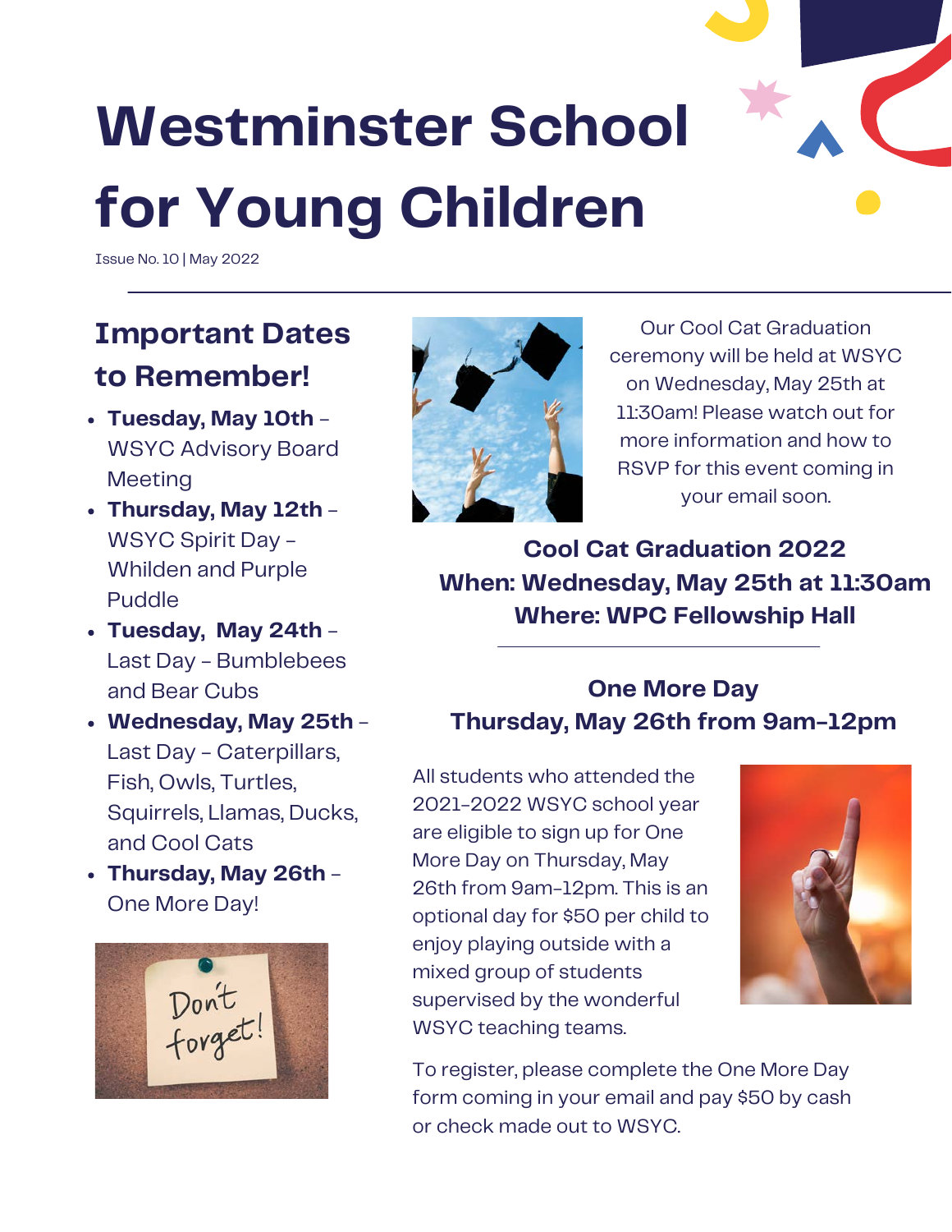# Westminster School for Young Children

Issue No. 10 | May 2022

## Important Dates to Remember!

- **Tuesday, May 10th** – WSYC Advisory Board Meeting
- **Thursday, May 12th** – WSYC Spirit Day – Whilden and Purple Puddle
- **Tuesday, May 24th** – Last Day – Bumblebees and Bear Cubs
- **Wednesday, May 25th** – Last Day – Caterpillars, Fish, Owls, Turtles, Squirrels, Llamas, Ducks, and Cool Cats
- **Thursday, May 26th** – One More Day!

Our Cool Cat Graduation ceremony will be held at WSYC on Wednesday, May 25th at 11:30am! Please watch out for more information and how to RSVP for this event coming in your email soon.

**Cool Cat Graduation 2022**
**When: Wednesday, May 25th at 11:30am**
**Where: WPC Fellowship Hall**

---

### One More Day
### Thursday, May 26th from 9am-12pm

All students who attended the 2021-2022 WSYC school year are eligible to sign up for One More Day on Thursday, May 26th from 9am-12pm. This is an optional day for $50 per child to enjoy playing outside with a mixed group of students supervised by the wonderful WSYC teaching teams.

To register, please complete the One More Day form coming in your email and pay $50 by cash or check made out to WSYC.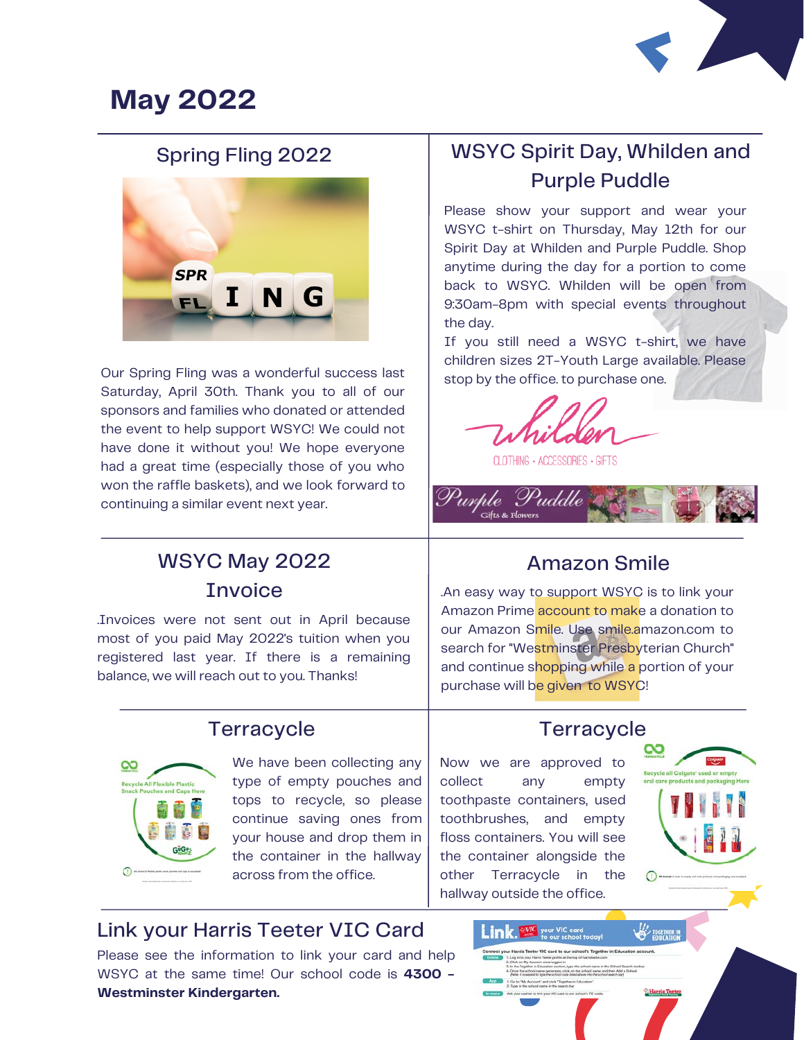# May 2022

## Spring Fling 2022

Our Spring Fling was a wonderful success last Saturday, April 30th. Thank you to all of our sponsors and families who donated or attended the event to help support WSYC! We could not have done it without you! We hope everyone had a great time (especially those of you who won the raffle baskets), and we look forward to continuing a similar event next year.

## WSYC Spirit Day, Whilden and Purple Puddle

Please show your support and wear your WSYC t-shirt on Thursday, May 12th for our Spirit Day at Whilden and Purple Puddle. Shop anytime during the day for a portion to come back to WSYC. Whilden will be open from 9:30am-8pm with special events throughout the day.

If you still need a WSYC t-shirt, we have children sizes 2T-Youth Large available. Please stop by the office. to purchase one.

## WSYC May 2022 Invoice

.Invoices were not sent out in April because most of you paid May 2022's tuition when you registered last year. If there is a remaining balance, we will reach out to you. Thanks!

## Amazon Smile

.An easy way to support WSYC is to link your Amazon Prime account to make a donation to our Amazon Smile. Use smile.amazon.com to search for "Westminster Presbyterian Church" and continue shopping while a portion of your purchase will be given to WSYC!

## Terracycle

We have been collecting any type of empty pouches and tops to recycle, so please continue saving ones from your house and drop them in the container in the hallway across from the office.

## Terracycle

Now we are approved to collect any empty toothpaste containers, used toothbrushes, and empty floss containers. You will see the container alongside the other Terracycle in the hallway outside the office.

## Link your Harris Teeter VIC Card

Please see the information to link your card and help WSYC at the same time! Our school code is **4300 - Westminster Kindergarten.**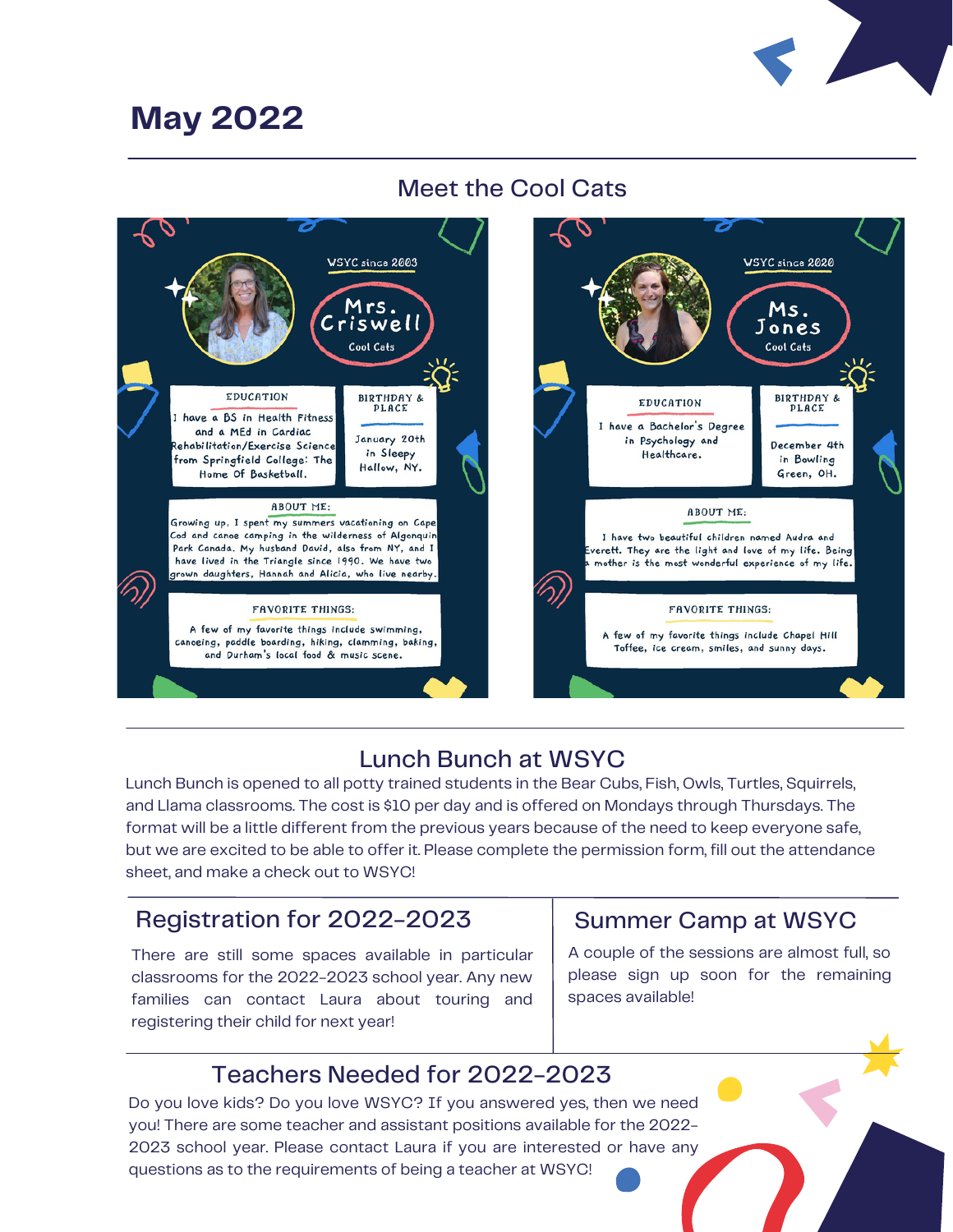# May 2022

## Meet the Cool Cats

WSYC since 2003

**Mrs. Criswell**

Cool Cats

EDUCATION

I have a BS in Health Fitness and a MEd in Cardiac Rehabilitation/Exercise Science from Springfield College: The Home Of Basketball.

BIRTHDAY & PLACE

January 20th in Sleepy Hallow, NY.

ABOUT ME:

Growing up, I spent my summers vacationing on Cape Cod and canoe camping in the wilderness of Algonquin Park Canada. My husband David, also from NY, and I have lived in the Triangle since 1990. We have two grown daughters, Hannah and Alicia, who live nearby.

FAVORITE THINGS:

A few of my favorite things include swimming, canoeing, paddle boarding, hiking, clamming, baking, and Durham's local food & music scene.

WSYC since 2020

**Ms. Jones**

Cool Cats

EDUCATION

I have a Bachelor's Degree in Psychology and Healthcare.

BIRTHDAY & PLACE

December 4th in Bowling Green, OH.

ABOUT ME:

I have two beautiful children named Audra and Everett. They are the light and love of my life. Being a mother is the most wonderful experience of my life.

FAVORITE THINGS:

A few of my favorite things include Chapel Hill Toffee, ice cream, smiles, and sunny days.

## Lunch Bunch at WSYC

Lunch Bunch is opened to all potty trained students in the Bear Cubs, Fish, Owls, Turtles, Squirrels, and Llama classrooms. The cost is $10 per day and is offered on Mondays through Thursdays. The format will be a little different from the previous years because of the need to keep everyone safe, but we are excited to be able to offer it. Please complete the permission form, fill out the attendance sheet, and make a check out to WSYC!

## Registration for 2022-2023

There are still some spaces available in particular classrooms for the 2022-2023 school year. Any new families can contact Laura about touring and registering their child for next year!

## Summer Camp at WSYC

A couple of the sessions are almost full, so please sign up soon for the remaining spaces available!

## Teachers Needed for 2022-2023

Do you love kids? Do you love WSYC? If you answered yes, then we need you! There are some teacher and assistant positions available for the 2022-2023 school year. Please contact Laura if you are interested or have any questions as to the requirements of being a teacher at WSYC!